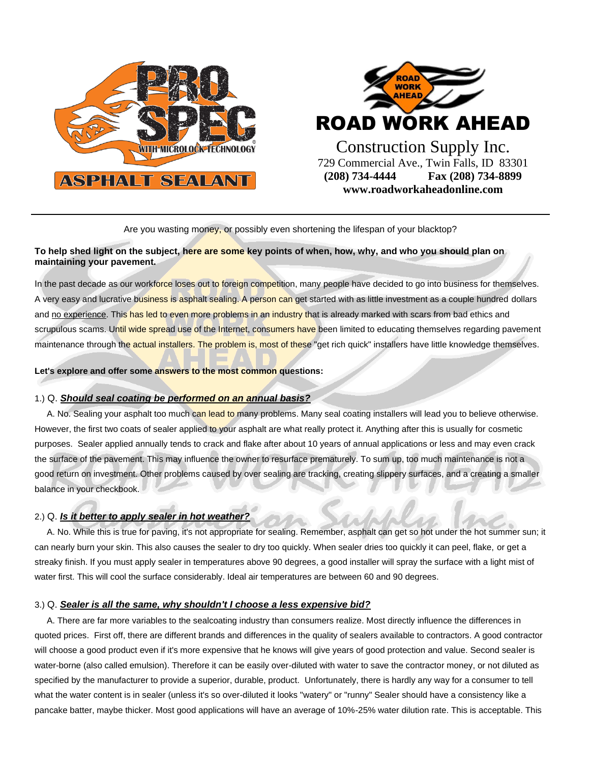**PRO SPEC WITH MICROLOCK TECHNOLOGY ASPHALT SEALANT**

**ROAD WORK AHEAD**

Construction Supply Inc.
729 Commercial Ave., Twin Falls, ID 83301
**(208) 734-4444 Fax (208) 734-8899**
**www.roadworkaheadonline.com**

---

Are you wasting money, or possibly even shortening the lifespan of your blacktop?

**To help shed light on the subject, here are some key points of when, how, why, and who you should plan on maintaining your pavement.**

In the past decade as our workforce loses out to foreign competition, many people have decided to go into business for themselves. A very easy and lucrative business is asphalt sealing. A person can get started with as little investment as a couple hundred dollars and no experience. This has led to even more problems in an industry that is already marked with scars from bad ethics and scrupulous scams. Until wide spread use of the Internet, consumers have been limited to educating themselves regarding pavement maintenance through the actual installers. The problem is, most of these "get rich quick" installers have little knowledge themselves.

**Let's explore and offer some answers to the most common questions:**

1.) Q. ***Should seal coating be performed on an annual basis?***

A. No. Sealing your asphalt too much can lead to many problems. Many seal coating installers will lead you to believe otherwise. However, the first two coats of sealer applied to your asphalt are what really protect it. Anything after this is usually for cosmetic purposes. Sealer applied annually tends to crack and flake after about 10 years of annual applications or less and may even crack the surface of the pavement. This may influence the owner to resurface prematurely. To sum up, too much maintenance is not a good return on investment. Other problems caused by over sealing are tracking, creating slippery surfaces, and a creating a smaller balance in your checkbook.

2.) Q. ***Is it better to apply sealer in hot weather?***

A. No. While this is true for paving, it's not appropriate for sealing. Remember, asphalt can get so hot under the hot summer sun; it can nearly burn your skin. This also causes the sealer to dry too quickly. When sealer dries too quickly it can peel, flake, or get a streaky finish. If you must apply sealer in temperatures above 90 degrees, a good installer will spray the surface with a light mist of water first. This will cool the surface considerably. Ideal air temperatures are between 60 and 90 degrees.

3.) Q. ***Sealer is all the same, why shouldn't I choose a less expensive bid?***

A. There are far more variables to the sealcoating industry than consumers realize. Most directly influence the differences in quoted prices. First off, there are different brands and differences in the quality of sealers available to contractors. A good contractor will choose a good product even if it's more expensive that he knows will give years of good protection and value. Second sealer is water-borne (also called emulsion). Therefore it can be easily over-diluted with water to save the contractor money, or not diluted as specified by the manufacturer to provide a superior, durable, product. Unfortunately, there is hardly any way for a consumer to tell what the water content is in sealer (unless it's so over-diluted it looks "watery" or "runny" Sealer should have a consistency like a pancake batter, maybe thicker. Most good applications will have an average of 10%-25% water dilution rate. This is acceptable. This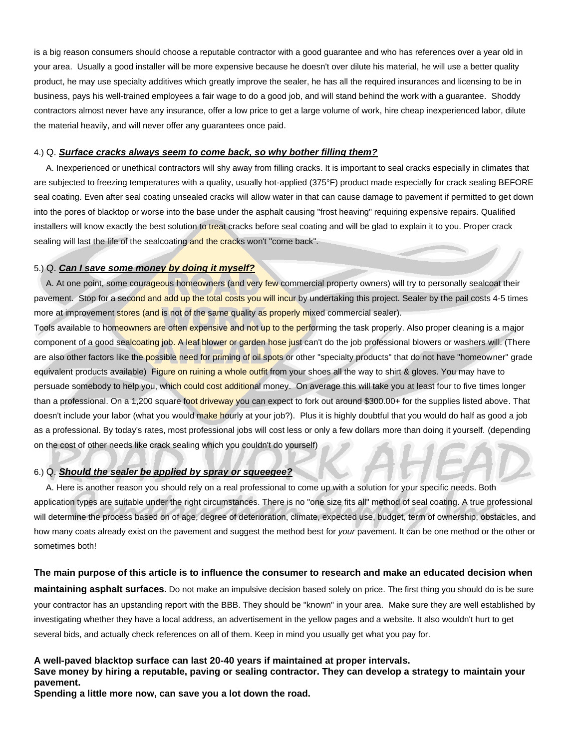is a big reason consumers should choose a reputable contractor with a good guarantee and who has references over a year old in your area. Usually a good installer will be more expensive because he doesn't over dilute his material, he will use a better quality product, he may use specialty additives which greatly improve the sealer, he has all the required insurances and licensing to be in business, pays his well-trained employees a fair wage to do a good job, and will stand behind the work with a guarantee. Shoddy contractors almost never have any insurance, offer a low price to get a large volume of work, hire cheap inexperienced labor, dilute the material heavily, and will never offer any guarantees once paid.

4.) Q. ***Surface cracks always seem to come back, so why bother filling them?***

A. Inexperienced or unethical contractors will shy away from filling cracks. It is important to seal cracks especially in climates that are subjected to freezing temperatures with a quality, usually hot-applied (375°F) product made especially for crack sealing BEFORE seal coating. Even after seal coating unsealed cracks will allow water in that can cause damage to pavement if permitted to get down into the pores of blacktop or worse into the base under the asphalt causing "frost heaving" requiring expensive repairs. Qualified installers will know exactly the best solution to treat cracks before seal coating and will be glad to explain it to you. Proper crack sealing will last the life of the sealcoating and the cracks won't "come back".

5.) Q. ***Can I save some money by doing it myself?***

A. At one point, some courageous homeowners (and very few commercial property owners) will try to personally sealcoat their pavement. Stop for a second and add up the total costs you will incur by undertaking this project. Sealer by the pail costs 4-5 times more at improvement stores (and is not of the same quality as properly mixed commercial sealer).
Tools available to homeowners are often expensive and not up to the performing the task properly. Also proper cleaning is a major component of a good sealcoating job. A leaf blower or garden hose just can't do the job professional blowers or washers will. (There are also other factors like the possible need for priming of oil spots or other "specialty products" that do not have "homeowner" grade equivalent products available) Figure on ruining a whole outfit from your shoes all the way to shirt & gloves. You may have to persuade somebody to help you, which could cost additional money. On average this will take you at least four to five times longer than a professional. On a 1,200 square foot driveway you can expect to fork out around $300.00+ for the supplies listed above. That doesn't include your labor (what you would make hourly at your job?). Plus it is highly doubtful that you would do half as good a job as a professional. By today's rates, most professional jobs will cost less or only a few dollars more than doing it yourself. (depending on the cost of other needs like crack sealing which you couldn't do yourself)

6.) Q. ***Should the sealer be applied by spray or squeegee?***

A. Here is another reason you should rely on a real professional to come up with a solution for your specific needs. Both application types are suitable under the right circumstances. There is no "one size fits all" method of seal coating. A true professional will determine the process based on of age, degree of deterioration, climate, expected use, budget, term of ownership, obstacles, and how many coats already exist on the pavement and suggest the method best for *your* pavement. It can be one method or the other or sometimes both!

**The main purpose of this article is to influence the consumer to research and make an educated decision when maintaining asphalt surfaces.** Do not make an impulsive decision based solely on price. The first thing you should do is be sure your contractor has an upstanding report with the BBB. They should be "known" in your area. Make sure they are well established by investigating whether they have a local address, an advertisement in the yellow pages and a website. It also wouldn't hurt to get several bids, and actually check references on all of them. Keep in mind you usually get what you pay for.

**A well-paved blacktop surface can last 20-40 years if maintained at proper intervals.**
**Save money by hiring a reputable, paving or sealing contractor. They can develop a strategy to maintain your pavement.**
**Spending a little more now, can save you a lot down the road.**